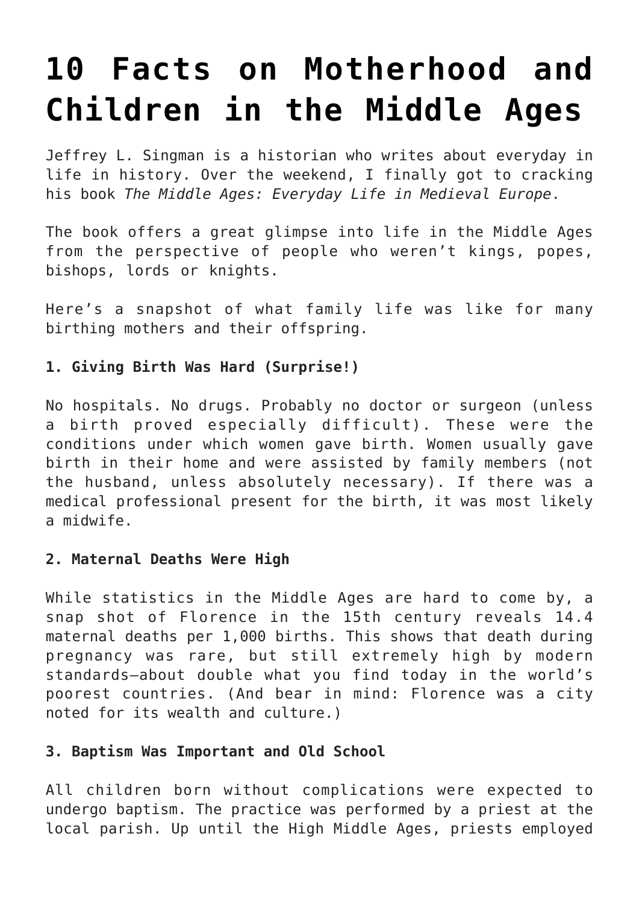# 10 Facts on Motherhood and Children in the Middle Ages

Jeffrey L. Singman is a historian who writes about everyday in life in history. Over the weekend, I finally got to cracking his book *The Middle Ages: Everyday Life in Medieval Europe*.

The book offers a great glimpse into life in the Middle Ages from the perspective of people who weren't kings, popes, bishops, lords or knights.

Here's a snapshot of what family life was like for many birthing mothers and their offspring.

**1. Giving Birth Was Hard (Surprise!)**

No hospitals. No drugs. Probably no doctor or surgeon (unless a birth proved especially difficult). These were the conditions under which women gave birth. Women usually gave birth in their home and were assisted by family members (not the husband, unless absolutely necessary). If there was a medical professional present for the birth, it was most likely a midwife.

**2. Maternal Deaths Were High**

While statistics in the Middle Ages are hard to come by, a snap shot of Florence in the 15th century reveals 14.4 maternal deaths per 1,000 births. This shows that death during pregnancy was rare, but still extremely high by modern standards—about double what you find today in the world's poorest countries. (And bear in mind: Florence was a city noted for its wealth and culture.)

**3. Baptism Was Important and Old School**

All children born without complications were expected to undergo baptism. The practice was performed by a priest at the local parish. Up until the High Middle Ages, priests employed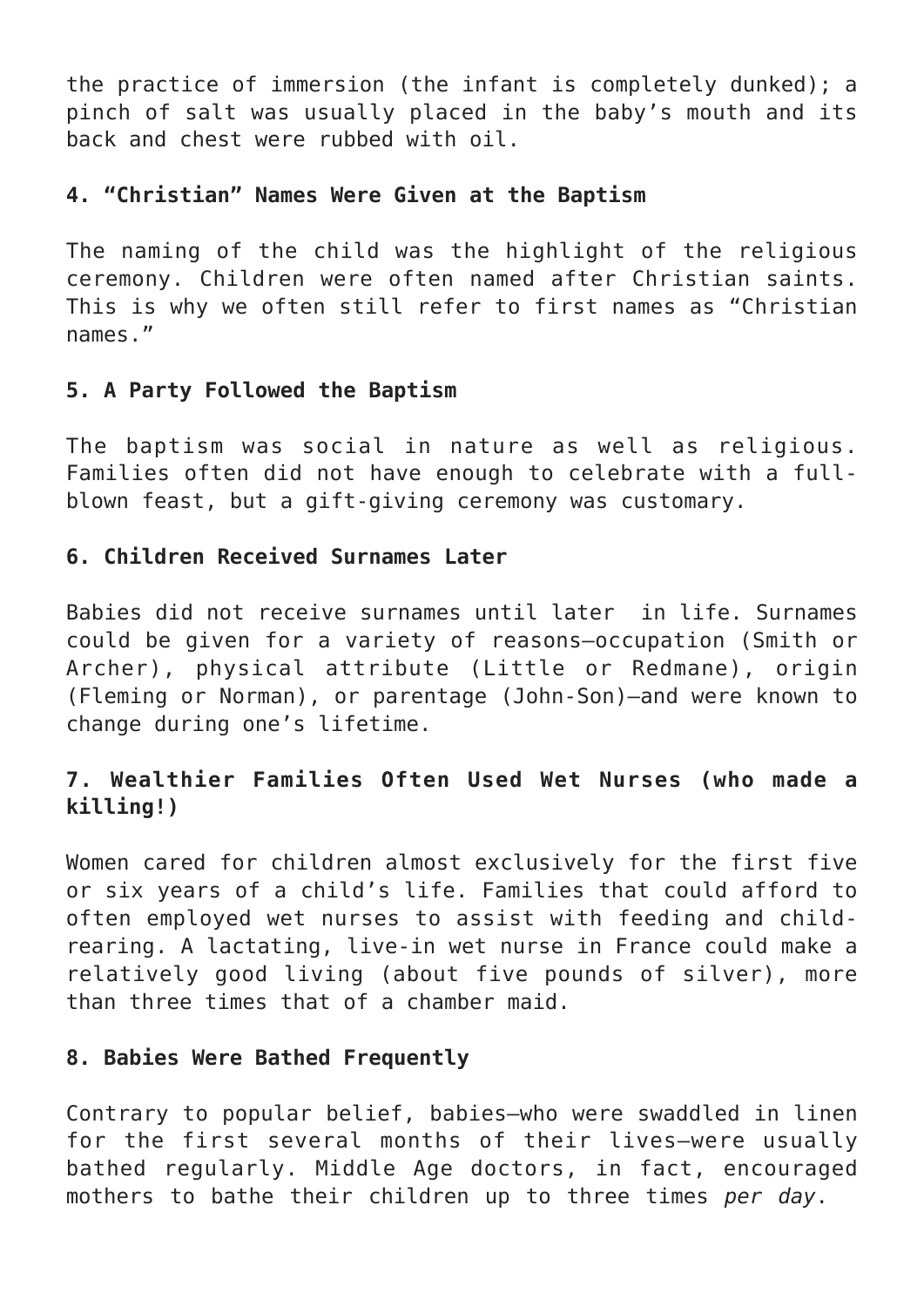the practice of immersion (the infant is completely dunked); a pinch of salt was usually placed in the baby's mouth and its back and chest were rubbed with oil.

#### 4. "Christian" Names Were Given at the Baptism

The naming of the child was the highlight of the religious ceremony. Children were often named after Christian saints. This is why we often still refer to first names as "Christian names."

#### 5. A Party Followed the Baptism

The baptism was social in nature as well as religious. Families often did not have enough to celebrate with a full-blown feast, but a gift-giving ceremony was customary.

#### 6. Children Received Surnames Later

Babies did not receive surnames until later in life. Surnames could be given for a variety of reasons—occupation (Smith or Archer), physical attribute (Little or Redmane), origin (Fleming or Norman), or parentage (John-Son)—and were known to change during one's lifetime.

#### 7. Wealthier Families Often Used Wet Nurses (who made a killing!)

Women cared for children almost exclusively for the first five or six years of a child's life. Families that could afford to often employed wet nurses to assist with feeding and child-rearing. A lactating, live-in wet nurse in France could make a relatively good living (about five pounds of silver), more than three times that of a chamber maid.

#### 8. Babies Were Bathed Frequently

Contrary to popular belief, babies—who were swaddled in linen for the first several months of their lives—were usually bathed regularly. Middle Age doctors, in fact, encouraged mothers to bathe their children up to three times *per day*.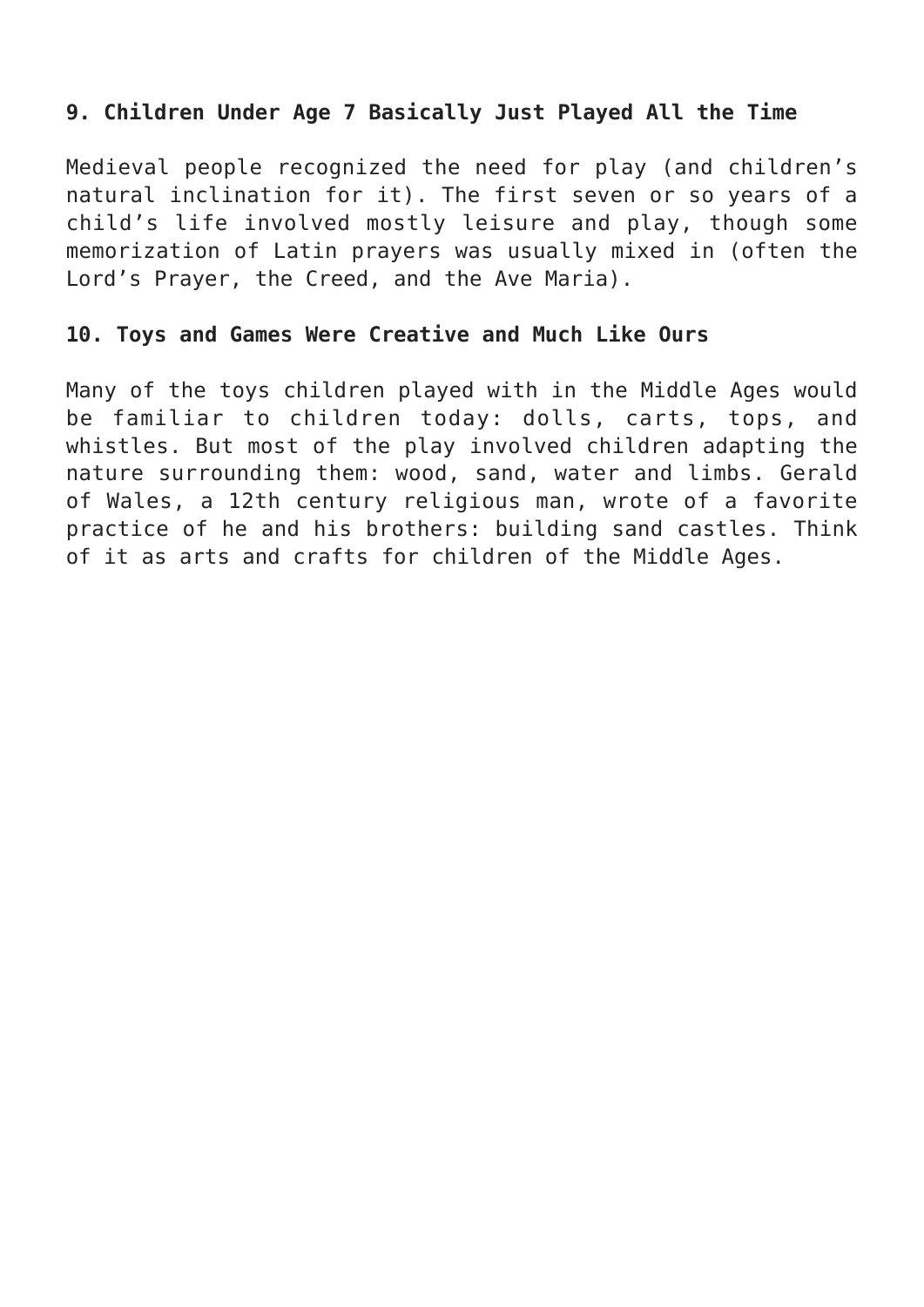**9. Children Under Age 7 Basically Just Played All the Time**

Medieval people recognized the need for play (and children's natural inclination for it). The first seven or so years of a child's life involved mostly leisure and play, though some memorization of Latin prayers was usually mixed in (often the Lord's Prayer, the Creed, and the Ave Maria).

**10. Toys and Games Were Creative and Much Like Ours**

Many of the toys children played with in the Middle Ages would be familiar to children today: dolls, carts, tops, and whistles. But most of the play involved children adapting the nature surrounding them: wood, sand, water and limbs. Gerald of Wales, a 12th century religious man, wrote of a favorite practice of he and his brothers: building sand castles. Think of it as arts and crafts for children of the Middle Ages.